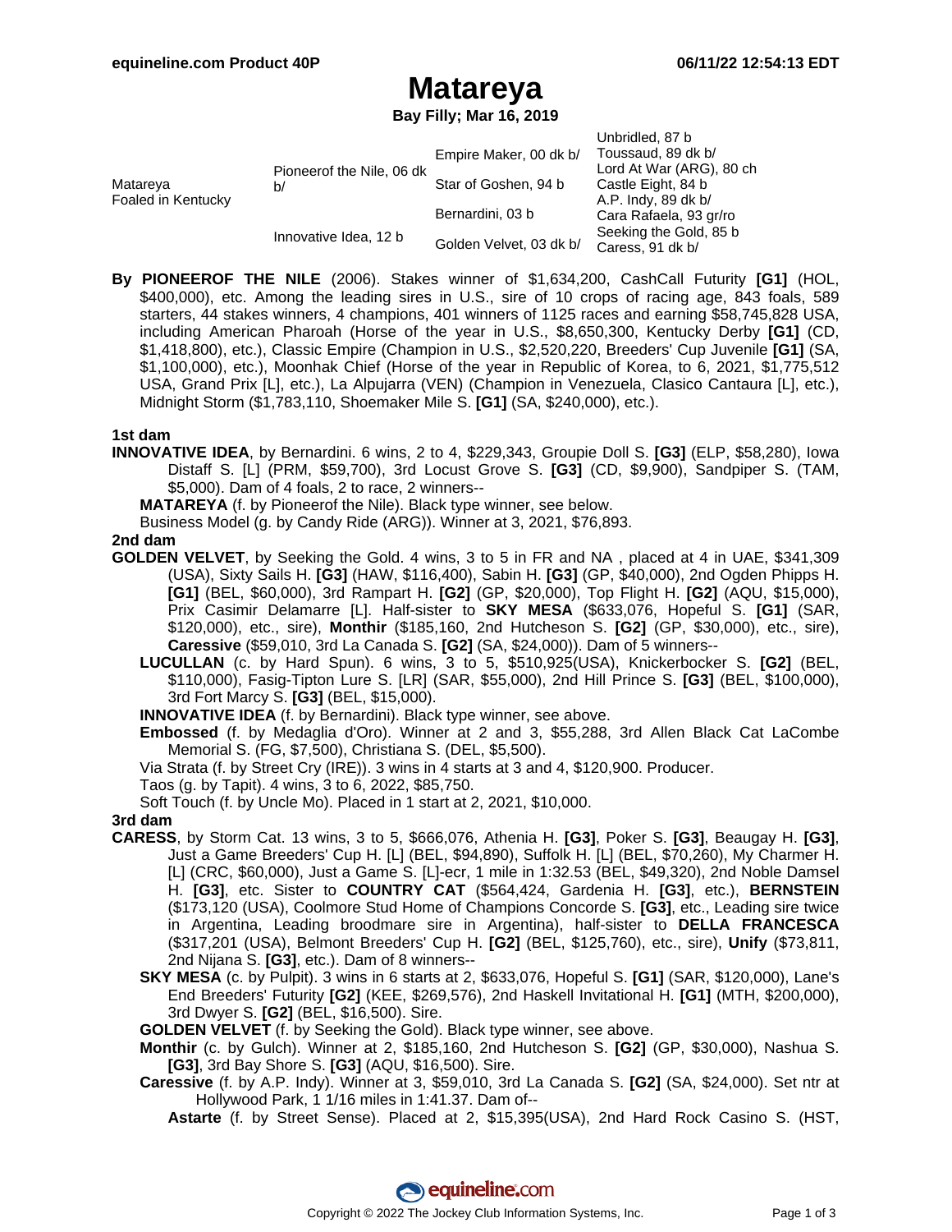# Matareya

**Bay Filly; Mar 16, 2019**

| | | | |
|---|---|---|---|
| Matareya Foaled in Kentucky | Pioneerof the Nile, 06 dk b/ | Empire Maker, 00 dk b/ | Unbridled, 87 b |
| | | | Toussaud, 89 dk b/ |
| | | Star of Goshen, 94 b | Lord At War (ARG), 80 ch |
| | | | Castle Eight, 84 b |
| | Innovative Idea, 12 b | Bernardini, 03 b | A.P. Indy, 89 dk b/ |
| | | | Cara Rafaela, 93 gr/ro |
| | | Golden Velvet, 03 dk b/ | Seeking the Gold, 85 b |
| | | | Caress, 91 dk b/ |

**By PIONEEROF THE NILE** (2006). Stakes winner of $1,634,200, CashCall Futurity **[G1]** (HOL, $400,000), etc. Among the leading sires in U.S., sire of 10 crops of racing age, 843 foals, 589 starters, 44 stakes winners, 4 champions, 401 winners of 1125 races and earning $58,745,828 USA, including American Pharoah (Horse of the year in U.S., $8,650,300, Kentucky Derby **[G1]** (CD, $1,418,800), etc.), Classic Empire (Champion in U.S., $2,520,220, Breeders' Cup Juvenile **[G1]** (SA, $1,100,000), etc.), Moonhak Chief (Horse of the year in Republic of Korea, to 6, 2021, $1,775,512 USA, Grand Prix [L], etc.), La Alpujarra (VEN) (Champion in Venezuela, Clasico Cantaura [L], etc.), Midnight Storm ($1,783,110, Shoemaker Mile S. **[G1]** (SA, $240,000), etc.).

**1st dam**

**INNOVATIVE IDEA**, by Bernardini. 6 wins, 2 to 4, $229,343, Groupie Doll S. **[G3]** (ELP, $58,280), Iowa Distaff S. [L] (PRM, $59,700), 3rd Locust Grove S. **[G3]** (CD, $9,900), Sandpiper S. (TAM, $5,000). Dam of 4 foals, 2 to race, 2 winners--

- **MATAREYA** (f. by Pioneerof the Nile). Black type winner, see below.
- Business Model (g. by Candy Ride (ARG)). Winner at 3, 2021, $76,893.

**2nd dam**

**GOLDEN VELVET**, by Seeking the Gold. 4 wins, 3 to 5 in FR and NA , placed at 4 in UAE, $341,309 (USA), Sixty Sails H. **[G3]** (HAW, $116,400), Sabin H. **[G3]** (GP, $40,000), 2nd Ogden Phipps H. **[G1]** (BEL, $60,000), 3rd Rampart H. **[G2]** (GP, $20,000), Top Flight H. **[G2]** (AQU, $15,000), Prix Casimir Delamarre [L]. Half-sister to **SKY MESA** ($633,076, Hopeful S. **[G1]** (SAR, $120,000), etc., sire), **Monthir** ($185,160, 2nd Hutcheson S. **[G2]** (GP, $30,000), etc., sire), **Caressive** ($59,010, 3rd La Canada S. **[G2]** (SA, $24,000)). Dam of 5 winners--

- **LUCULLAN** (c. by Hard Spun). 6 wins, 3 to 5, $510,925(USA), Knickerbocker S. **[G2]** (BEL, $110,000), Fasig-Tipton Lure S. [LR] (SAR, $55,000), 2nd Hill Prince S. **[G3]** (BEL, $100,000), 3rd Fort Marcy S. **[G3]** (BEL, $15,000).
- **INNOVATIVE IDEA** (f. by Bernardini). Black type winner, see above.
- **Embossed** (f. by Medaglia d'Oro). Winner at 2 and 3, $55,288, 3rd Allen Black Cat LaCombe Memorial S. (FG, $7,500), Christiana S. (DEL, $5,500).
- Via Strata (f. by Street Cry (IRE)). 3 wins in 4 starts at 3 and 4, $120,900. Producer.
- Taos (g. by Tapit). 4 wins, 3 to 6, 2022, $85,750.
- Soft Touch (f. by Uncle Mo). Placed in 1 start at 2, 2021, $10,000.

**3rd dam**

**CARESS**, by Storm Cat. 13 wins, 3 to 5, $666,076, Athenia H. **[G3]**, Poker S. **[G3]**, Beaugay H. **[G3]**, Just a Game Breeders' Cup H. [L] (BEL, $94,890), Suffolk H. [L] (BEL, $70,260), My Charmer H. [L] (CRC, $60,000), Just a Game S. [L]-ecr, 1 mile in 1:32.53 (BEL, $49,320), 2nd Noble Damsel H. **[G3]**, etc. Sister to **COUNTRY CAT** ($564,424, Gardenia H. **[G3]**, etc.), **BERNSTEIN** ($173,120 (USA), Coolmore Stud Home of Champions Concorde S. **[G3]**, etc., Leading sire twice in Argentina, Leading broodmare sire in Argentina), half-sister to **DELLA FRANCESCA** ($317,201 (USA), Belmont Breeders' Cup H. **[G2]** (BEL, $125,760), etc., sire), **Unify** ($73,811, 2nd Nijana S. **[G3]**, etc.). Dam of 8 winners--

- **SKY MESA** (c. by Pulpit). 3 wins in 6 starts at 2, $633,076, Hopeful S. **[G1]** (SAR, $120,000), Lane's End Breeders' Futurity **[G2]** (KEE, $269,576), 2nd Haskell Invitational H. **[G1]** (MTH, $200,000), 3rd Dwyer S. **[G2]** (BEL, $16,500). Sire.
- **GOLDEN VELVET** (f. by Seeking the Gold). Black type winner, see above.
- **Monthir** (c. by Gulch). Winner at 2, $185,160, 2nd Hutcheson S. **[G2]** (GP, $30,000), Nashua S. **[G3]**, 3rd Bay Shore S. **[G3]** (AQU, $16,500). Sire.
- **Caressive** (f. by A.P. Indy). Winner at 3, $59,010, 3rd La Canada S. **[G2]** (SA, $24,000). Set ntr at Hollywood Park, 1 1/16 miles in 1:41.37. Dam of--
  - **Astarte** (f. by Street Sense). Placed at 2, $15,395(USA), 2nd Hard Rock Casino S. (HST,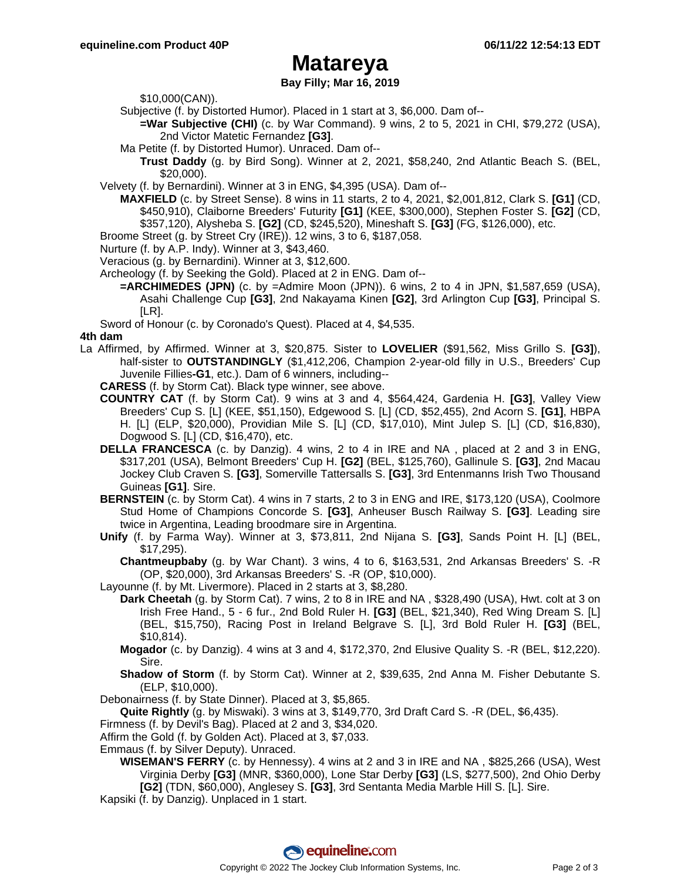# Matareya

**Bay Filly; Mar 16, 2019**

$10,000(CAN)).

Subjective (f. by Distorted Humor). Placed in 1 start at 3, $6,000. Dam of--

**=War Subjective (CHI)** (c. by War Command). 9 wins, 2 to 5, 2021 in CHI, $79,272 (USA), 2nd Victor Matetic Fernandez **[G3]**.

Ma Petite (f. by Distorted Humor). Unraced. Dam of--

**Trust Daddy** (g. by Bird Song). Winner at 2, 2021, $58,240, 2nd Atlantic Beach S. (BEL, $20,000).

Velvety (f. by Bernardini). Winner at 3 in ENG, $4,395 (USA). Dam of--

**MAXFIELD** (c. by Street Sense). 8 wins in 11 starts, 2 to 4, 2021, $2,001,812, Clark S. **[G1]** (CD, $450,910), Claiborne Breeders' Futurity **[G1]** (KEE, $300,000), Stephen Foster S. **[G2]** (CD, $357,120), Alysheba S. **[G2]** (CD, $245,520), Mineshaft S. **[G3]** (FG, $126,000), etc.

Broome Street (g. by Street Cry (IRE)). 12 wins, 3 to 6, $187,058.

Nurture (f. by A.P. Indy). Winner at 3, $43,460.

Veracious (g. by Bernardini). Winner at 3, $12,600.

Archeology (f. by Seeking the Gold). Placed at 2 in ENG. Dam of--

**=ARCHIMEDES (JPN)** (c. by =Admire Moon (JPN)). 6 wins, 2 to 4 in JPN, $1,587,659 (USA), Asahi Challenge Cup **[G3]**, 2nd Nakayama Kinen **[G2]**, 3rd Arlington Cup **[G3]**, Principal S. [LR].

Sword of Honour (c. by Coronado's Quest). Placed at 4, $4,535.

**4th dam**

La Affirmed, by Affirmed. Winner at 3, $20,875. Sister to **LOVELIER** ($91,562, Miss Grillo S. **[G3]**), half-sister to **OUTSTANDINGLY** ($1,412,206, Champion 2-year-old filly in U.S., Breeders' Cup Juvenile Fillies**-G1**, etc.). Dam of 6 winners, including--

**CARESS** (f. by Storm Cat). Black type winner, see above.

**COUNTRY CAT** (f. by Storm Cat). 9 wins at 3 and 4, $564,424, Gardenia H. **[G3]**, Valley View Breeders' Cup S. [L] (KEE, $51,150), Edgewood S. [L] (CD, $52,455), 2nd Acorn S. **[G1]**, HBPA H. [L] (ELP, $20,000), Providian Mile S. [L] (CD, $17,010), Mint Julep S. [L] (CD, $16,830), Dogwood S. [L] (CD, $16,470), etc.

**DELLA FRANCESCA** (c. by Danzig). 4 wins, 2 to 4 in IRE and NA , placed at 2 and 3 in ENG, $317,201 (USA), Belmont Breeders' Cup H. **[G2]** (BEL, $125,760), Gallinule S. **[G3]**, 2nd Macau Jockey Club Craven S. **[G3]**, Somerville Tattersalls S. **[G3]**, 3rd Entenmanns Irish Two Thousand Guineas **[G1]**. Sire.

**BERNSTEIN** (c. by Storm Cat). 4 wins in 7 starts, 2 to 3 in ENG and IRE, $173,120 (USA), Coolmore Stud Home of Champions Concorde S. **[G3]**, Anheuser Busch Railway S. **[G3]**. Leading sire twice in Argentina, Leading broodmare sire in Argentina.

**Unify** (f. by Farma Way). Winner at 3, $73,811, 2nd Nijana S. **[G3]**, Sands Point H. [L] (BEL, $17,295).

**Chantmeupbaby** (g. by War Chant). 3 wins, 4 to 6, $163,531, 2nd Arkansas Breeders' S. -R (OP, $20,000), 3rd Arkansas Breeders' S. -R (OP, $10,000).

Layounne (f. by Mt. Livermore). Placed in 2 starts at 3, $8,280.

**Dark Cheetah** (g. by Storm Cat). 7 wins, 2 to 8 in IRE and NA , $328,490 (USA), Hwt. colt at 3 on Irish Free Hand., 5 - 6 fur., 2nd Bold Ruler H. **[G3]** (BEL, $21,340), Red Wing Dream S. [L] (BEL, $15,750), Racing Post in Ireland Belgrave S. [L], 3rd Bold Ruler H. **[G3]** (BEL, $10,814).

**Mogador** (c. by Danzig). 4 wins at 3 and 4, $172,370, 2nd Elusive Quality S. -R (BEL, $12,220). Sire.

**Shadow of Storm** (f. by Storm Cat). Winner at 2, $39,635, 2nd Anna M. Fisher Debutante S. (ELP, $10,000).

Debonairness (f. by State Dinner). Placed at 3, $5,865.

**Quite Rightly** (g. by Miswaki). 3 wins at 3, $149,770, 3rd Draft Card S. -R (DEL, $6,435).

Firmness (f. by Devil's Bag). Placed at 2 and 3, $34,020.

Affirm the Gold (f. by Golden Act). Placed at 3, $7,033.

Emmaus (f. by Silver Deputy). Unraced.

**WISEMAN'S FERRY** (c. by Hennessy). 4 wins at 2 and 3 in IRE and NA , $825,266 (USA), West Virginia Derby **[G3]** (MNR, $360,000), Lone Star Derby **[G3]** (LS, $277,500), 2nd Ohio Derby **[G2]** (TDN, $60,000), Anglesey S. **[G3]**, 3rd Sententa Media Marble Hill S. [L]. Sire.

Kapsiki (f. by Danzig). Unplaced in 1 start.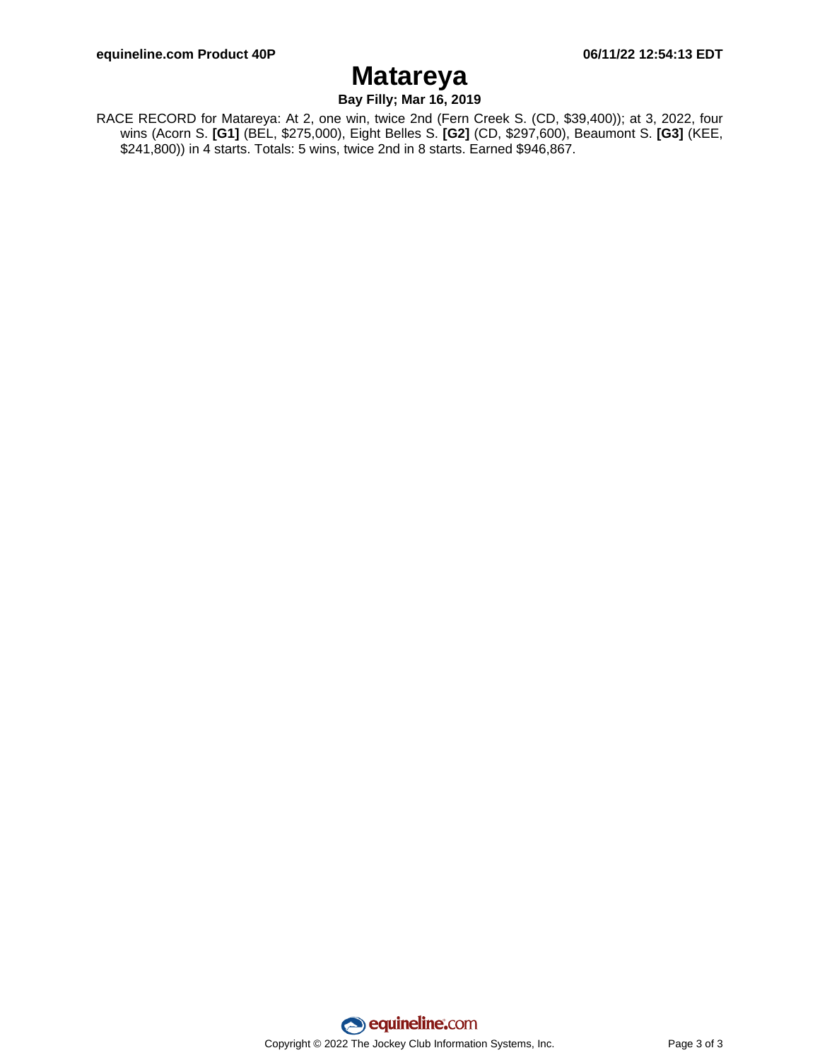# Matareya

**Bay Filly; Mar 16, 2019**

RACE RECORD for Matareya: At 2, one win, twice 2nd (Fern Creek S. (CD, $39,400)); at 3, 2022, four wins (Acorn S. **[G1]** (BEL, $275,000), Eight Belles S. **[G2]** (CD, $297,600), Beaumont S. **[G3]** (KEE, $241,800)) in 4 starts. Totals: 5 wins, twice 2nd in 8 starts. Earned $946,867.